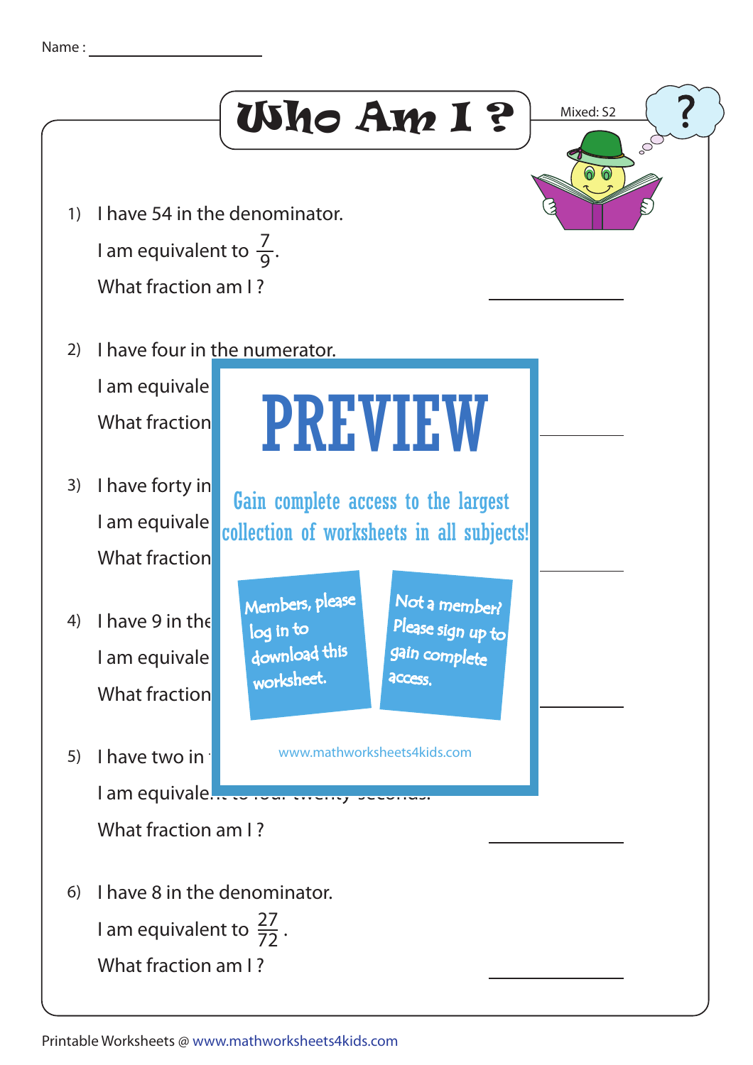Name : ____________________

# Who Am I ?

Mixed: S2

1) I have 54 in the denominator.

   I am equivalent to $\frac{7}{9}$.

   What fraction am I ? ____________

2) I have four in the numerator.

   I am equivale

   What fraction ____________

PREVIEW

Gain complete access to the largest collection of worksheets in all subjects!

Members, please log in to download this worksheet.

Not a member? Please sign up to gain complete access.

www.mathworksheets4kids.com

3) I have forty in

   I am equivale

   What fraction ____________

4) I have 9 in the

   I am equivale

   What fraction ____________

5) I have two in

   I am equivale

   What fraction am I ? ____________

6) I have 8 in the denominator.

   I am equivalent to $\frac{27}{72}$.

   What fraction am I ? ____________

Printable Worksheets @ www.mathworksheets4kids.com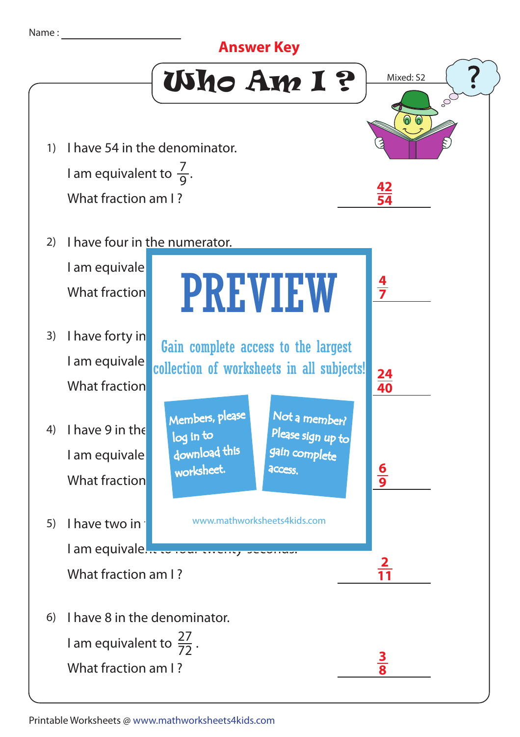Name : ___________________

**Answer Key**

# Who Am I ?

Mixed: S2

1) I have 54 in the denominator.

   I am equivalent to $\frac{7}{9}$.

   What fraction am I ? $\frac{42}{54}$

2) I have four in the numerator.

   I am equivale

   What fraction $\frac{4}{7}$

3) I have forty in

   I am equivale

   What fraction $\frac{24}{40}$

4) I have 9 in the

   I am equivale

   What fraction $\frac{6}{9}$

5) I have two in

   I am equivale

   What fraction am I ? $\frac{2}{11}$

6) I have 8 in the denominator.

   I am equivalent to $\frac{27}{72}$.

   What fraction am I ? $\frac{3}{8}$

PREVIEW

Gain complete access to the largest collection of worksheets in all subjects!

Members, please log in to download this worksheet.

Not a member? Please sign up to gain complete access.

www.mathworksheets4kids.com

Printable Worksheets @ www.mathworksheets4kids.com